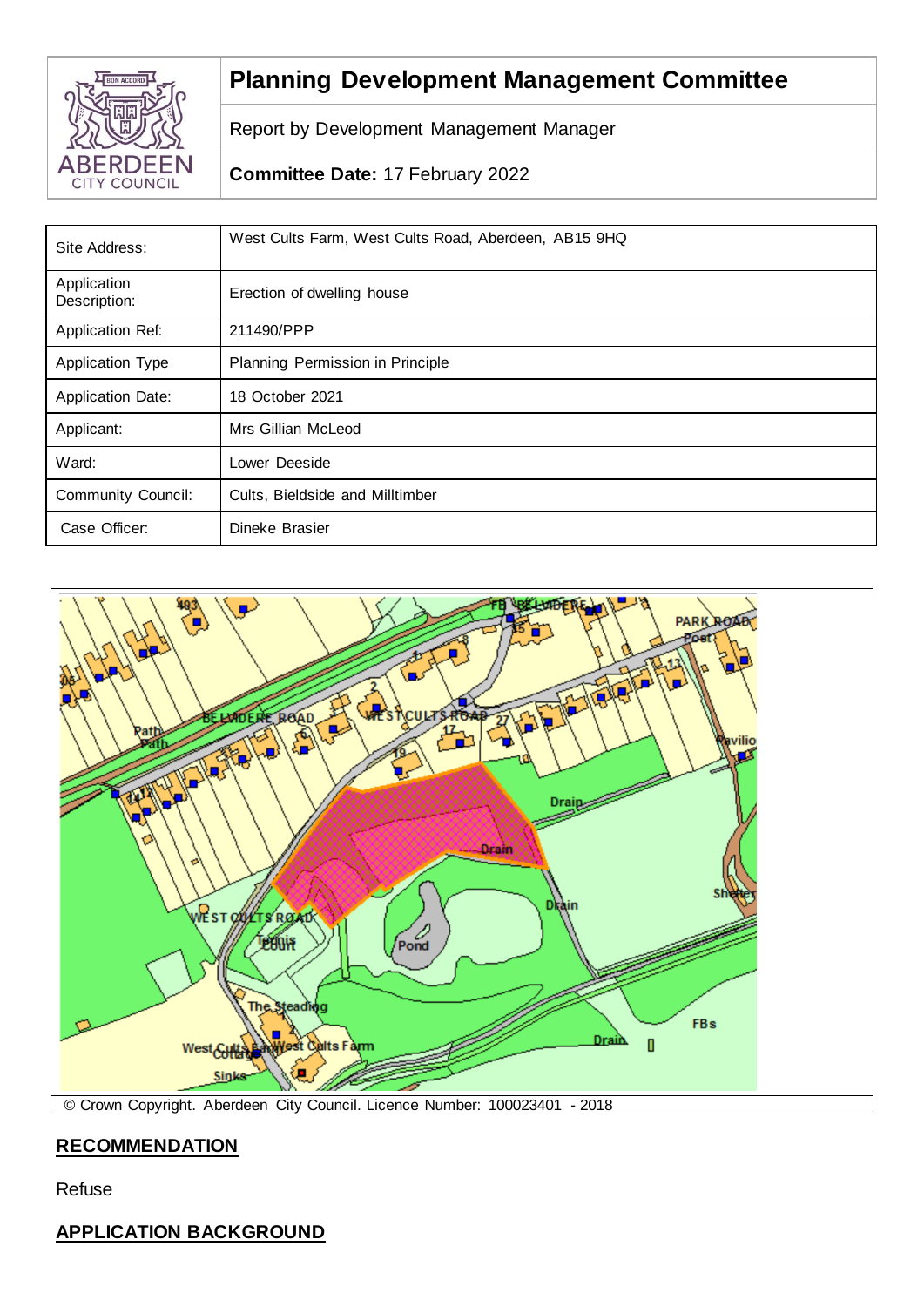# Planning Development Management Committee

Report by Development Management Manager

**Committee Date:** 17 February 2022

| Site Address: | West Cults Farm, West Cults Road, Aberdeen, AB15 9HQ |
|---|---|
| Application Description: | Erection of dwelling house |
| Application Ref: | 211490/PPP |
| Application Type | Planning Permission in Principle |
| Application Date: | 18 October 2021 |
| Applicant: | Mrs Gillian McLeod |
| Ward: | Lower Deeside |
| Community Council: | Cults, Bieldside and Milltimber |
| Case Officer: | Dineke Brasier |

© Crown Copyright. Aberdeen City Council. Licence Number: 100023401 - 2018

## RECOMMENDATION

Refuse

## APPLICATION BACKGROUND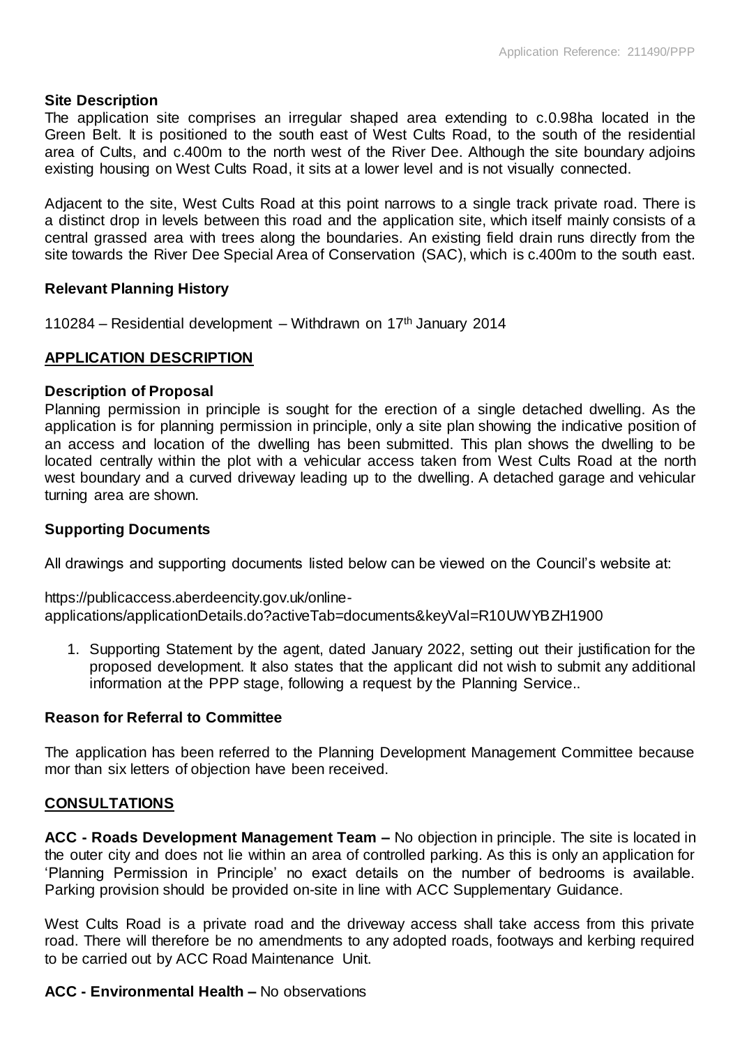### Site Description

The application site comprises an irregular shaped area extending to c.0.98ha located in the Green Belt. It is positioned to the south east of West Cults Road, to the south of the residential area of Cults, and c.400m to the north west of the River Dee. Although the site boundary adjoins existing housing on West Cults Road, it sits at a lower level and is not visually connected.

Adjacent to the site, West Cults Road at this point narrows to a single track private road. There is a distinct drop in levels between this road and the application site, which itself mainly consists of a central grassed area with trees along the boundaries. An existing field drain runs directly from the site towards the River Dee Special Area of Conservation (SAC), which is c.400m to the south east.

### Relevant Planning History

110284 – Residential development – Withdrawn on 17th January 2014

## APPLICATION DESCRIPTION

### Description of Proposal

Planning permission in principle is sought for the erection of a single detached dwelling. As the application is for planning permission in principle, only a site plan showing the indicative position of an access and location of the dwelling has been submitted. This plan shows the dwelling to be located centrally within the plot with a vehicular access taken from West Cults Road at the north west boundary and a curved driveway leading up to the dwelling. A detached garage and vehicular turning area are shown.

### Supporting Documents

All drawings and supporting documents listed below can be viewed on the Council's website at:

https://publicaccess.aberdeencity.gov.uk/online-applications/applicationDetails.do?activeTab=documents&keyVal=R10UWYBZH1900

1. Supporting Statement by the agent, dated January 2022, setting out their justification for the proposed development. It also states that the applicant did not wish to submit any additional information at the PPP stage, following a request by the Planning Service..

### Reason for Referral to Committee

The application has been referred to the Planning Development Management Committee because mor than six letters of objection have been received.

## CONSULTATIONS

**ACC - Roads Development Management Team –** No objection in principle. The site is located in the outer city and does not lie within an area of controlled parking. As this is only an application for 'Planning Permission in Principle' no exact details on the number of bedrooms is available. Parking provision should be provided on-site in line with ACC Supplementary Guidance.

West Cults Road is a private road and the driveway access shall take access from this private road. There will therefore be no amendments to any adopted roads, footways and kerbing required to be carried out by ACC Road Maintenance Unit.

**ACC - Environmental Health –** No observations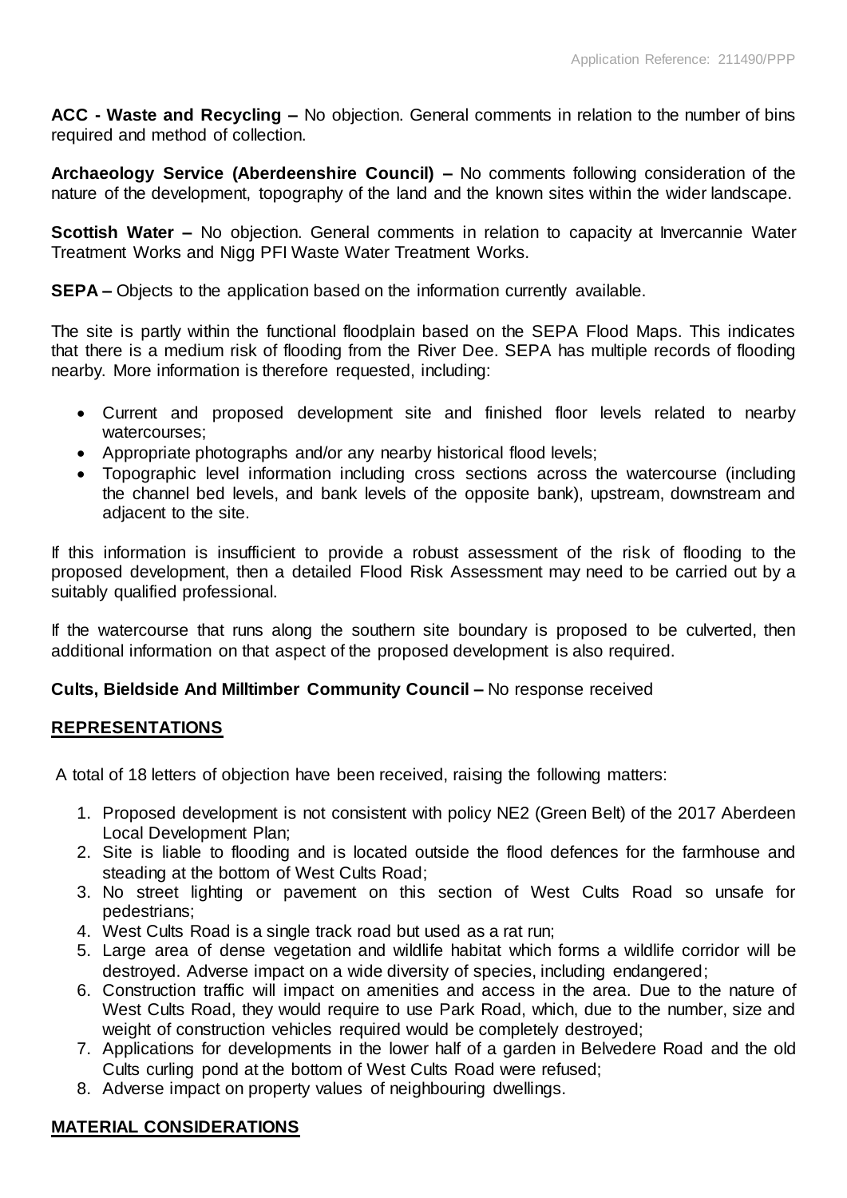**ACC - Waste and Recycling –** No objection. General comments in relation to the number of bins required and method of collection.

**Archaeology Service (Aberdeenshire Council) –** No comments following consideration of the nature of the development, topography of the land and the known sites within the wider landscape.

**Scottish Water –** No objection. General comments in relation to capacity at Invercannie Water Treatment Works and Nigg PFI Waste Water Treatment Works.

**SEPA –** Objects to the application based on the information currently available.

The site is partly within the functional floodplain based on the SEPA Flood Maps. This indicates that there is a medium risk of flooding from the River Dee. SEPA has multiple records of flooding nearby. More information is therefore requested, including:

- Current and proposed development site and finished floor levels related to nearby watercourses;
- Appropriate photographs and/or any nearby historical flood levels;
- Topographic level information including cross sections across the watercourse (including the channel bed levels, and bank levels of the opposite bank), upstream, downstream and adjacent to the site.

If this information is insufficient to provide a robust assessment of the risk of flooding to the proposed development, then a detailed Flood Risk Assessment may need to be carried out by a suitably qualified professional.

If the watercourse that runs along the southern site boundary is proposed to be culverted, then additional information on that aspect of the proposed development is also required.

**Cults, Bieldside And Milltimber Community Council –** No response received

## REPRESENTATIONS

A total of 18 letters of objection have been received, raising the following matters:

1. Proposed development is not consistent with policy NE2 (Green Belt) of the 2017 Aberdeen Local Development Plan;
2. Site is liable to flooding and is located outside the flood defences for the farmhouse and steading at the bottom of West Cults Road;
3. No street lighting or pavement on this section of West Cults Road so unsafe for pedestrians;
4. West Cults Road is a single track road but used as a rat run;
5. Large area of dense vegetation and wildlife habitat which forms a wildlife corridor will be destroyed. Adverse impact on a wide diversity of species, including endangered;
6. Construction traffic will impact on amenities and access in the area. Due to the nature of West Cults Road, they would require to use Park Road, which, due to the number, size and weight of construction vehicles required would be completely destroyed;
7. Applications for developments in the lower half of a garden in Belvedere Road and the old Cults curling pond at the bottom of West Cults Road were refused;
8. Adverse impact on property values of neighbouring dwellings.

## MATERIAL CONSIDERATIONS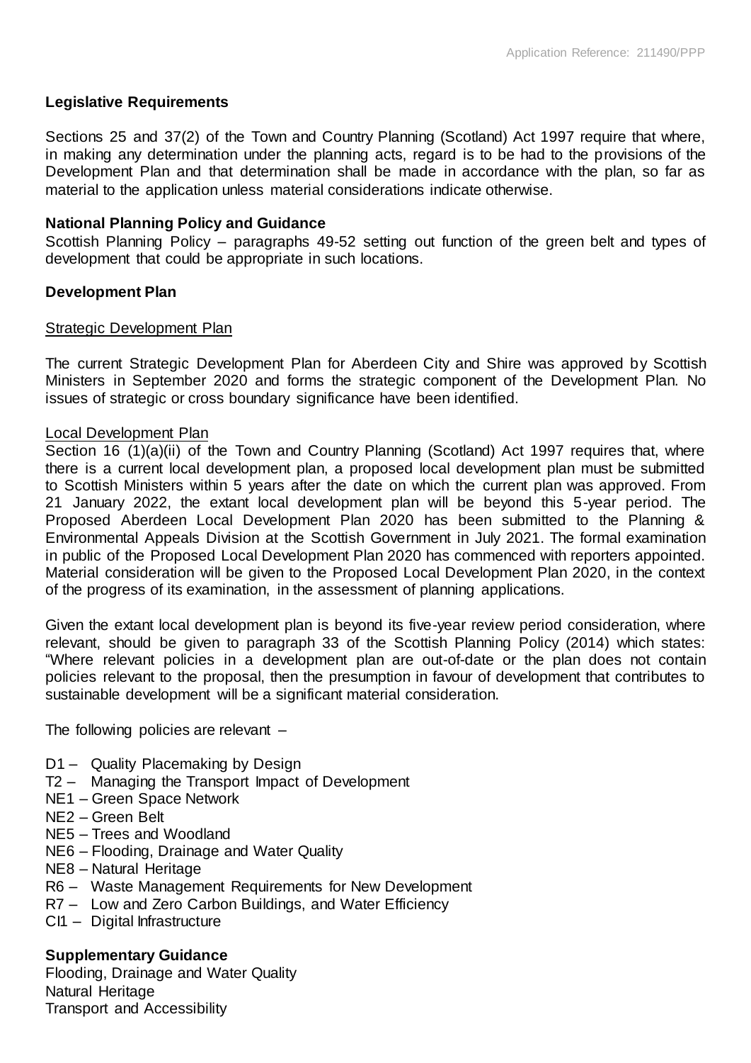**Legislative Requirements**

Sections 25 and 37(2) of the Town and Country Planning (Scotland) Act 1997 require that where, in making any determination under the planning acts, regard is to be had to the provisions of the Development Plan and that determination shall be made in accordance with the plan, so far as material to the application unless material considerations indicate otherwise.

**National Planning Policy and Guidance**

Scottish Planning Policy – paragraphs 49-52 setting out function of the green belt and types of development that could be appropriate in such locations.

**Development Plan**

Strategic Development Plan

The current Strategic Development Plan for Aberdeen City and Shire was approved by Scottish Ministers in September 2020 and forms the strategic component of the Development Plan. No issues of strategic or cross boundary significance have been identified.

Local Development Plan

Section 16 (1)(a)(ii) of the Town and Country Planning (Scotland) Act 1997 requires that, where there is a current local development plan, a proposed local development plan must be submitted to Scottish Ministers within 5 years after the date on which the current plan was approved. From 21 January 2022, the extant local development plan will be beyond this 5-year period. The Proposed Aberdeen Local Development Plan 2020 has been submitted to the Planning & Environmental Appeals Division at the Scottish Government in July 2021. The formal examination in public of the Proposed Local Development Plan 2020 has commenced with reporters appointed. Material consideration will be given to the Proposed Local Development Plan 2020, in the context of the progress of its examination, in the assessment of planning applications.

Given the extant local development plan is beyond its five-year review period consideration, where relevant, should be given to paragraph 33 of the Scottish Planning Policy (2014) which states: "Where relevant policies in a development plan are out-of-date or the plan does not contain policies relevant to the proposal, then the presumption in favour of development that contributes to sustainable development will be a significant material consideration.

The following policies are relevant –

- D1 – Quality Placemaking by Design
- T2 – Managing the Transport Impact of Development
- NE1 – Green Space Network
- NE2 – Green Belt
- NE5 – Trees and Woodland
- NE6 – Flooding, Drainage and Water Quality
- NE8 – Natural Heritage
- R6 – Waste Management Requirements for New Development
- R7 – Low and Zero Carbon Buildings, and Water Efficiency
- CI1 – Digital Infrastructure

**Supplementary Guidance**

Flooding, Drainage and Water Quality
Natural Heritage
Transport and Accessibility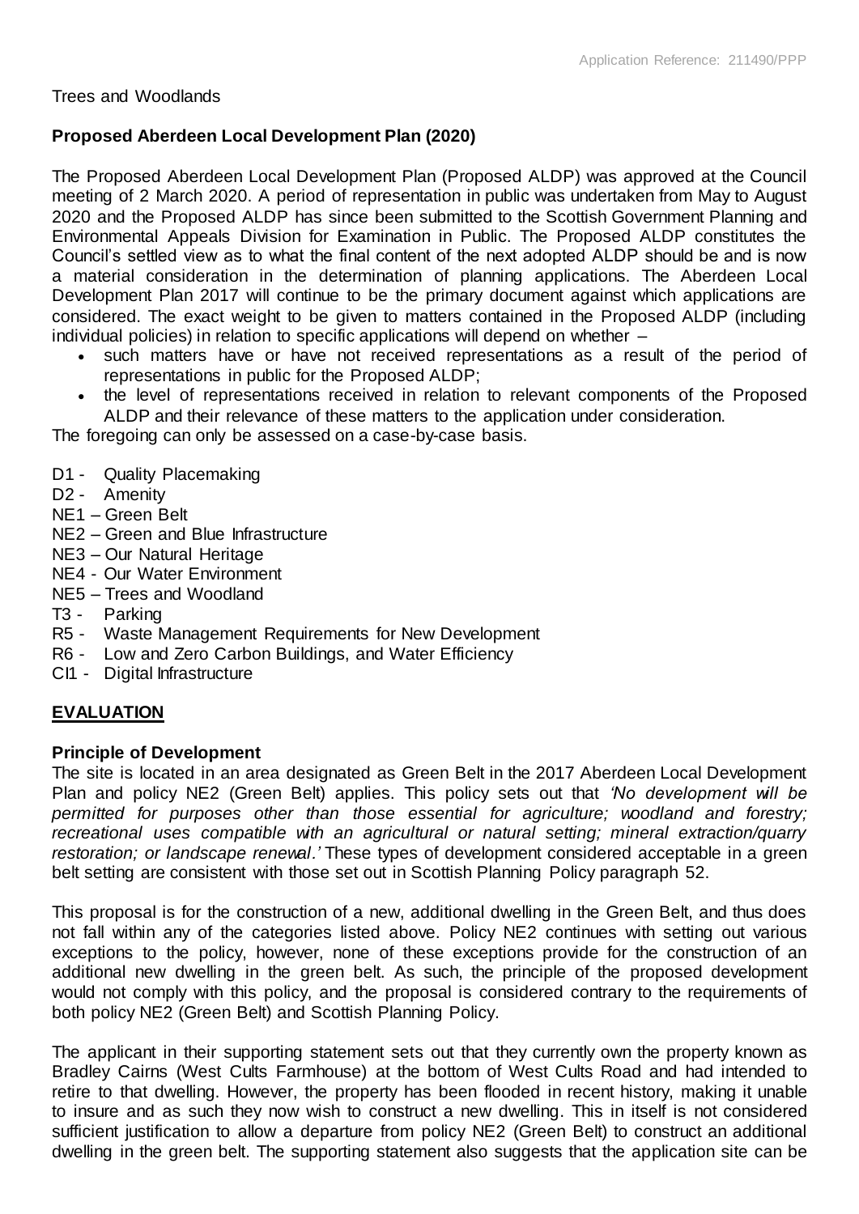Trees and Woodlands

**Proposed Aberdeen Local Development Plan (2020)**

The Proposed Aberdeen Local Development Plan (Proposed ALDP) was approved at the Council meeting of 2 March 2020. A period of representation in public was undertaken from May to August 2020 and the Proposed ALDP has since been submitted to the Scottish Government Planning and Environmental Appeals Division for Examination in Public. The Proposed ALDP constitutes the Council's settled view as to what the final content of the next adopted ALDP should be and is now a material consideration in the determination of planning applications. The Aberdeen Local Development Plan 2017 will continue to be the primary document against which applications are considered. The exact weight to be given to matters contained in the Proposed ALDP (including individual policies) in relation to specific applications will depend on whether –

- such matters have or have not received representations as a result of the period of representations in public for the Proposed ALDP;
- the level of representations received in relation to relevant components of the Proposed ALDP and their relevance of these matters to the application under consideration.

The foregoing can only be assessed on a case-by-case basis.

- D1 - Quality Placemaking
- D2 - Amenity
- NE1 – Green Belt
- NE2 – Green and Blue Infrastructure
- NE3 – Our Natural Heritage
- NE4 - Our Water Environment
- NE5 – Trees and Woodland
- T3 - Parking
- R5 - Waste Management Requirements for New Development
- R6 - Low and Zero Carbon Buildings, and Water Efficiency
- CI1 - Digital Infrastructure

## EVALUATION

**Principle of Development**

The site is located in an area designated as Green Belt in the 2017 Aberdeen Local Development Plan and policy NE2 (Green Belt) applies. This policy sets out that *'No development will be permitted for purposes other than those essential for agriculture; woodland and forestry; recreational uses compatible with an agricultural or natural setting; mineral extraction/quarry restoration; or landscape renewal.'* These types of development considered acceptable in a green belt setting are consistent with those set out in Scottish Planning Policy paragraph 52.

This proposal is for the construction of a new, additional dwelling in the Green Belt, and thus does not fall within any of the categories listed above. Policy NE2 continues with setting out various exceptions to the policy, however, none of these exceptions provide for the construction of an additional new dwelling in the green belt. As such, the principle of the proposed development would not comply with this policy, and the proposal is considered contrary to the requirements of both policy NE2 (Green Belt) and Scottish Planning Policy.

The applicant in their supporting statement sets out that they currently own the property known as Bradley Cairns (West Cults Farmhouse) at the bottom of West Cults Road and had intended to retire to that dwelling. However, the property has been flooded in recent history, making it unable to insure and as such they now wish to construct a new dwelling. This in itself is not considered sufficient justification to allow a departure from policy NE2 (Green Belt) to construct an additional dwelling in the green belt. The supporting statement also suggests that the application site can be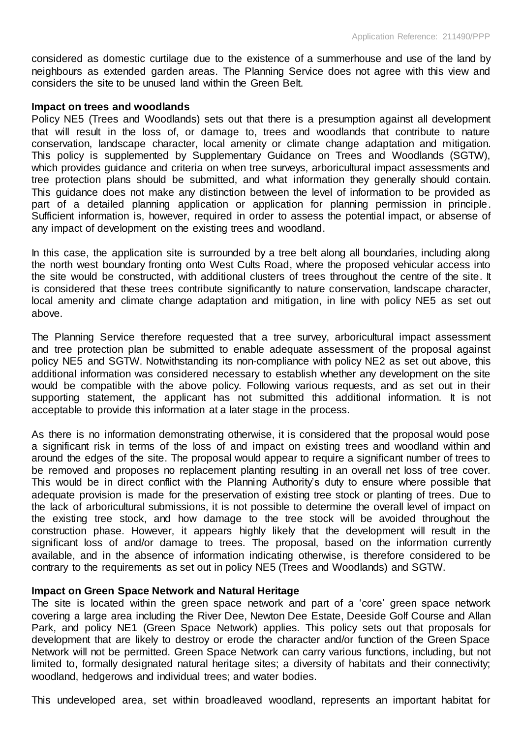considered as domestic curtilage due to the existence of a summerhouse and use of the land by neighbours as extended garden areas. The Planning Service does not agree with this view and considers the site to be unused land within the Green Belt.

**Impact on trees and woodlands**

Policy NE5 (Trees and Woodlands) sets out that there is a presumption against all development that will result in the loss of, or damage to, trees and woodlands that contribute to nature conservation, landscape character, local amenity or climate change adaptation and mitigation. This policy is supplemented by Supplementary Guidance on Trees and Woodlands (SGTW), which provides guidance and criteria on when tree surveys, arboricultural impact assessments and tree protection plans should be submitted, and what information they generally should contain. This guidance does not make any distinction between the level of information to be provided as part of a detailed planning application or application for planning permission in principle. Sufficient information is, however, required in order to assess the potential impact, or absense of any impact of development on the existing trees and woodland.

In this case, the application site is surrounded by a tree belt along all boundaries, including along the north west boundary fronting onto West Cults Road, where the proposed vehicular access into the site would be constructed, with additional clusters of trees throughout the centre of the site. It is considered that these trees contribute significantly to nature conservation, landscape character, local amenity and climate change adaptation and mitigation, in line with policy NE5 as set out above.

The Planning Service therefore requested that a tree survey, arboricultural impact assessment and tree protection plan be submitted to enable adequate assessment of the proposal against policy NE5 and SGTW. Notwithstanding its non-compliance with policy NE2 as set out above, this additional information was considered necessary to establish whether any development on the site would be compatible with the above policy. Following various requests, and as set out in their supporting statement, the applicant has not submitted this additional information. It is not acceptable to provide this information at a later stage in the process.

As there is no information demonstrating otherwise, it is considered that the proposal would pose a significant risk in terms of the loss of and impact on existing trees and woodland within and around the edges of the site. The proposal would appear to require a significant number of trees to be removed and proposes no replacement planting resulting in an overall net loss of tree cover. This would be in direct conflict with the Planning Authority's duty to ensure where possible that adequate provision is made for the preservation of existing tree stock or planting of trees. Due to the lack of arboricultural submissions, it is not possible to determine the overall level of impact on the existing tree stock, and how damage to the tree stock will be avoided throughout the construction phase. However, it appears highly likely that the development will result in the significant loss of and/or damage to trees. The proposal, based on the information currently available, and in the absence of information indicating otherwise, is therefore considered to be contrary to the requirements as set out in policy NE5 (Trees and Woodlands) and SGTW.

**Impact on Green Space Network and Natural Heritage**

The site is located within the green space network and part of a 'core' green space network covering a large area including the River Dee, Newton Dee Estate, Deeside Golf Course and Allan Park, and policy NE1 (Green Space Network) applies. This policy sets out that proposals for development that are likely to destroy or erode the character and/or function of the Green Space Network will not be permitted. Green Space Network can carry various functions, including, but not limited to, formally designated natural heritage sites; a diversity of habitats and their connectivity; woodland, hedgerows and individual trees; and water bodies.

This undeveloped area, set within broadleaved woodland, represents an important habitat for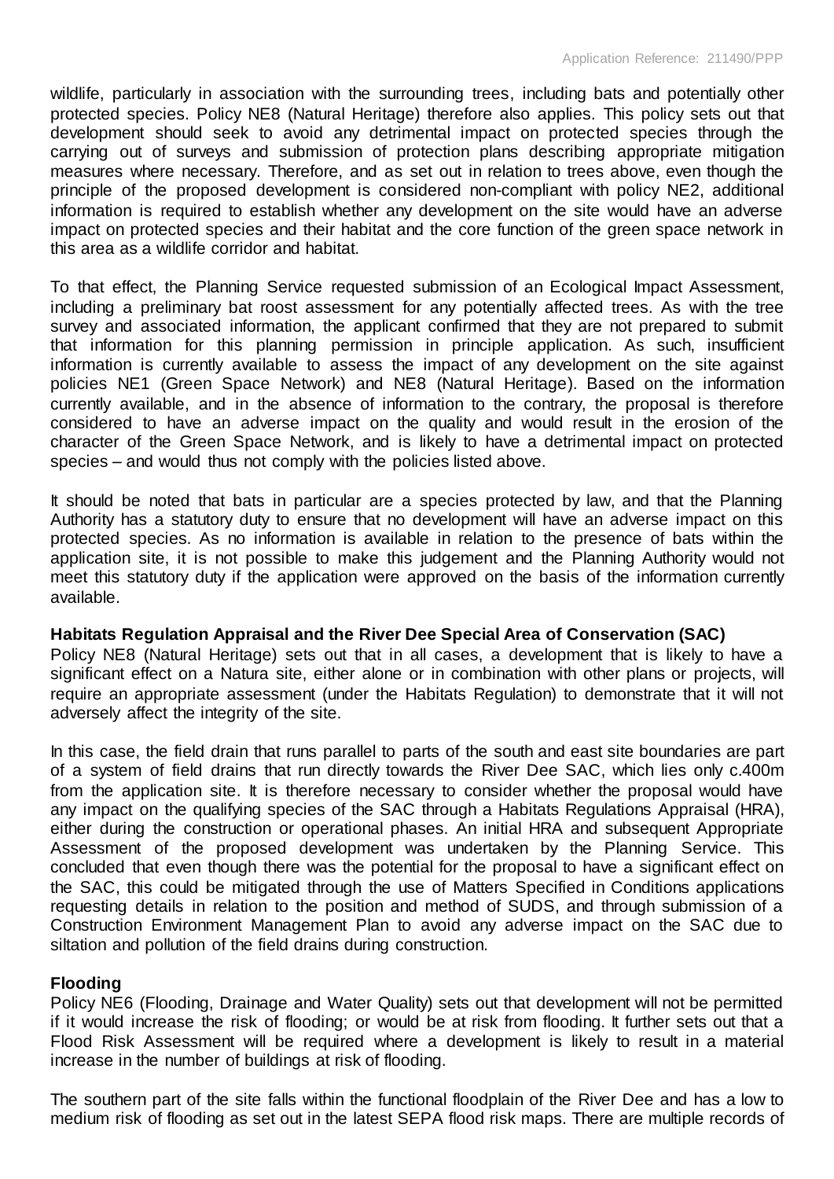wildlife, particularly in association with the surrounding trees, including bats and potentially other protected species. Policy NE8 (Natural Heritage) therefore also applies. This policy sets out that development should seek to avoid any detrimental impact on protected species through the carrying out of surveys and submission of protection plans describing appropriate mitigation measures where necessary. Therefore, and as set out in relation to trees above, even though the principle of the proposed development is considered non-compliant with policy NE2, additional information is required to establish whether any development on the site would have an adverse impact on protected species and their habitat and the core function of the green space network in this area as a wildlife corridor and habitat.

To that effect, the Planning Service requested submission of an Ecological Impact Assessment, including a preliminary bat roost assessment for any potentially affected trees. As with the tree survey and associated information, the applicant confirmed that they are not prepared to submit that information for this planning permission in principle application. As such, insufficient information is currently available to assess the impact of any development on the site against policies NE1 (Green Space Network) and NE8 (Natural Heritage). Based on the information currently available, and in the absence of information to the contrary, the proposal is therefore considered to have an adverse impact on the quality and would result in the erosion of the character of the Green Space Network, and is likely to have a detrimental impact on protected species – and would thus not comply with the policies listed above.

It should be noted that bats in particular are a species protected by law, and that the Planning Authority has a statutory duty to ensure that no development will have an adverse impact on this protected species. As no information is available in relation to the presence of bats within the application site, it is not possible to make this judgement and the Planning Authority would not meet this statutory duty if the application were approved on the basis of the information currently available.

**Habitats Regulation Appraisal and the River Dee Special Area of Conservation (SAC)**

Policy NE8 (Natural Heritage) sets out that in all cases, a development that is likely to have a significant effect on a Natura site, either alone or in combination with other plans or projects, will require an appropriate assessment (under the Habitats Regulation) to demonstrate that it will not adversely affect the integrity of the site.

In this case, the field drain that runs parallel to parts of the south and east site boundaries are part of a system of field drains that run directly towards the River Dee SAC, which lies only c.400m from the application site. It is therefore necessary to consider whether the proposal would have any impact on the qualifying species of the SAC through a Habitats Regulations Appraisal (HRA), either during the construction or operational phases. An initial HRA and subsequent Appropriate Assessment of the proposed development was undertaken by the Planning Service. This concluded that even though there was the potential for the proposal to have a significant effect on the SAC, this could be mitigated through the use of Matters Specified in Conditions applications requesting details in relation to the position and method of SUDS, and through submission of a Construction Environment Management Plan to avoid any adverse impact on the SAC due to siltation and pollution of the field drains during construction.

**Flooding**

Policy NE6 (Flooding, Drainage and Water Quality) sets out that development will not be permitted if it would increase the risk of flooding; or would be at risk from flooding. It further sets out that a Flood Risk Assessment will be required where a development is likely to result in a material increase in the number of buildings at risk of flooding.

The southern part of the site falls within the functional floodplain of the River Dee and has a low to medium risk of flooding as set out in the latest SEPA flood risk maps. There are multiple records of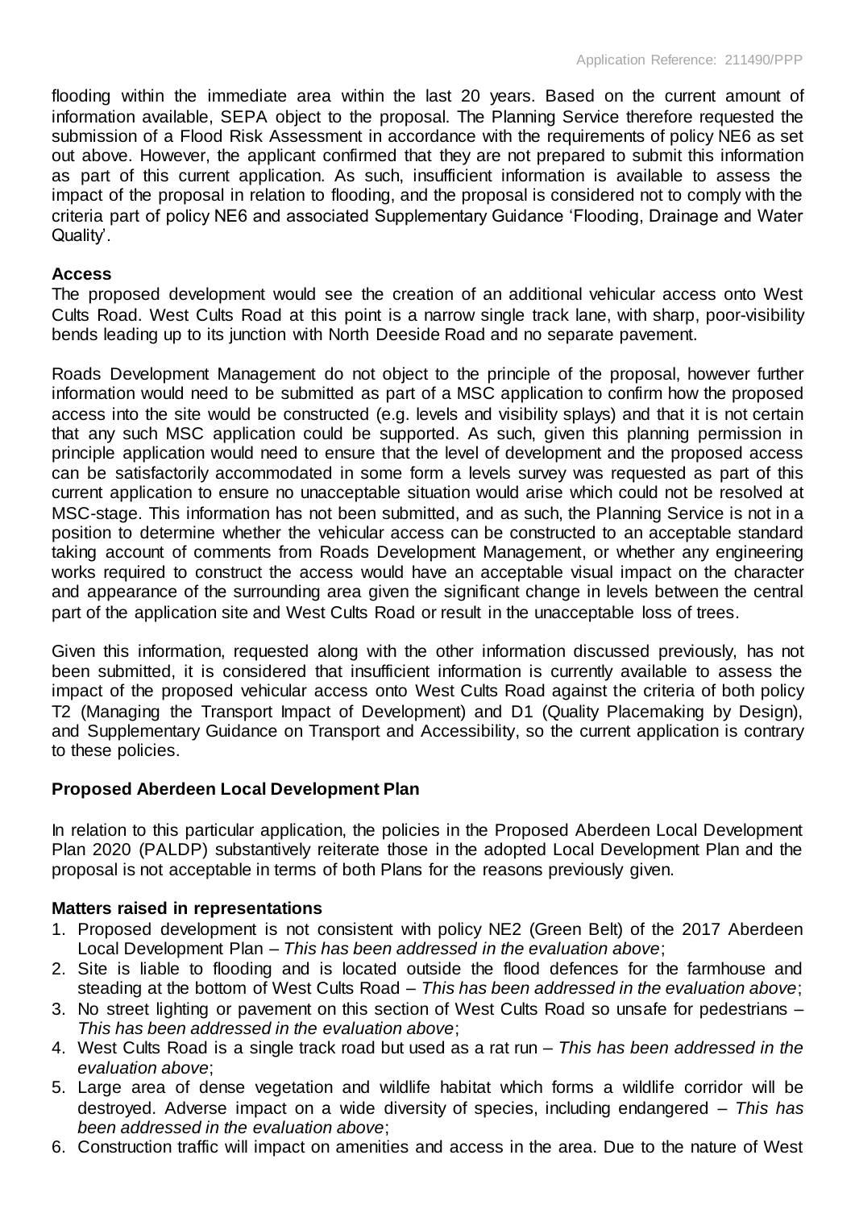flooding within the immediate area within the last 20 years. Based on the current amount of information available, SEPA object to the proposal. The Planning Service therefore requested the submission of a Flood Risk Assessment in accordance with the requirements of policy NE6 as set out above. However, the applicant confirmed that they are not prepared to submit this information as part of this current application. As such, insufficient information is available to assess the impact of the proposal in relation to flooding, and the proposal is considered not to comply with the criteria part of policy NE6 and associated Supplementary Guidance 'Flooding, Drainage and Water Quality'.

**Access**

The proposed development would see the creation of an additional vehicular access onto West Cults Road. West Cults Road at this point is a narrow single track lane, with sharp, poor-visibility bends leading up to its junction with North Deeside Road and no separate pavement.

Roads Development Management do not object to the principle of the proposal, however further information would need to be submitted as part of a MSC application to confirm how the proposed access into the site would be constructed (e.g. levels and visibility splays) and that it is not certain that any such MSC application could be supported. As such, given this planning permission in principle application would need to ensure that the level of development and the proposed access can be satisfactorily accommodated in some form a levels survey was requested as part of this current application to ensure no unacceptable situation would arise which could not be resolved at MSC-stage. This information has not been submitted, and as such, the Planning Service is not in a position to determine whether the vehicular access can be constructed to an acceptable standard taking account of comments from Roads Development Management, or whether any engineering works required to construct the access would have an acceptable visual impact on the character and appearance of the surrounding area given the significant change in levels between the central part of the application site and West Cults Road or result in the unacceptable loss of trees.

Given this information, requested along with the other information discussed previously, has not been submitted, it is considered that insufficient information is currently available to assess the impact of the proposed vehicular access onto West Cults Road against the criteria of both policy T2 (Managing the Transport Impact of Development) and D1 (Quality Placemaking by Design), and Supplementary Guidance on Transport and Accessibility, so the current application is contrary to these policies.

**Proposed Aberdeen Local Development Plan**

In relation to this particular application, the policies in the Proposed Aberdeen Local Development Plan 2020 (PALDP) substantively reiterate those in the adopted Local Development Plan and the proposal is not acceptable in terms of both Plans for the reasons previously given.

**Matters raised in representations**

1. Proposed development is not consistent with policy NE2 (Green Belt) of the 2017 Aberdeen Local Development Plan – *This has been addressed in the evaluation above*;
2. Site is liable to flooding and is located outside the flood defences for the farmhouse and steading at the bottom of West Cults Road – *This has been addressed in the evaluation above*;
3. No street lighting or pavement on this section of West Cults Road so unsafe for pedestrians – *This has been addressed in the evaluation above*;
4. West Cults Road is a single track road but used as a rat run – *This has been addressed in the evaluation above*;
5. Large area of dense vegetation and wildlife habitat which forms a wildlife corridor will be destroyed. Adverse impact on a wide diversity of species, including endangered – *This has been addressed in the evaluation above*;
6. Construction traffic will impact on amenities and access in the area. Due to the nature of West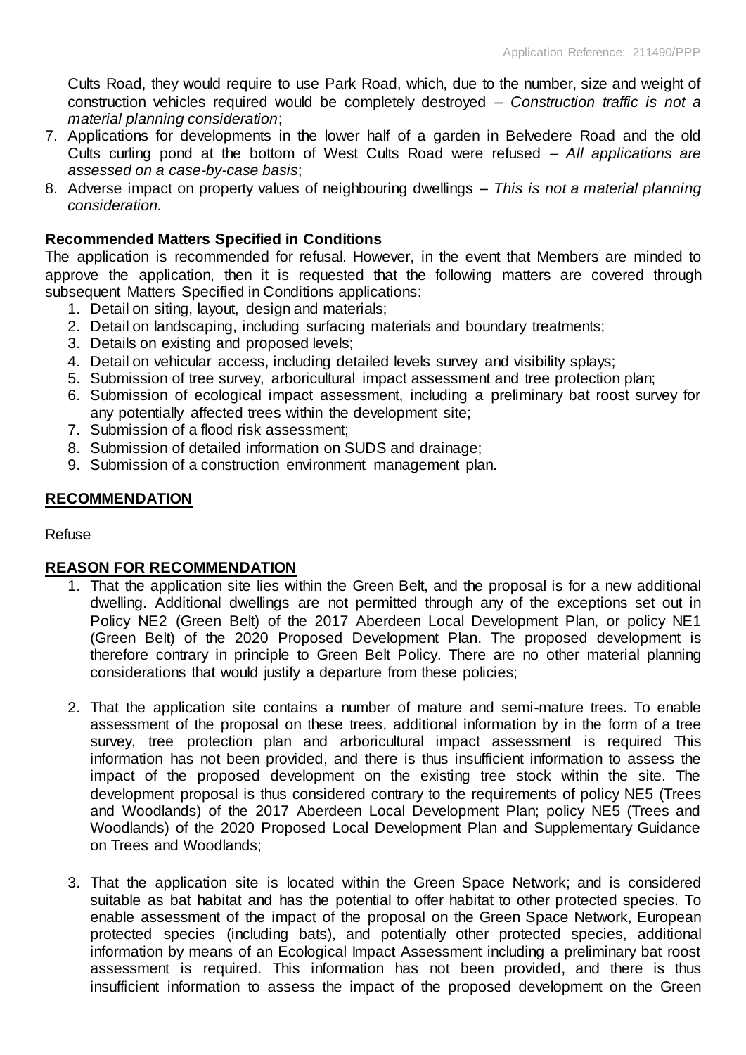Cults Road, they would require to use Park Road, which, due to the number, size and weight of construction vehicles required would be completely destroyed – *Construction traffic is not a material planning consideration*;

7. Applications for developments in the lower half of a garden in Belvedere Road and the old Cults curling pond at the bottom of West Cults Road were refused – *All applications are assessed on a case-by-case basis*;
8. Adverse impact on property values of neighbouring dwellings – *This is not a material planning consideration.*

**Recommended Matters Specified in Conditions**

The application is recommended for refusal. However, in the event that Members are minded to approve the application, then it is requested that the following matters are covered through subsequent Matters Specified in Conditions applications:

1. Detail on siting, layout, design and materials;
2. Detail on landscaping, including surfacing materials and boundary treatments;
3. Details on existing and proposed levels;
4. Detail on vehicular access, including detailed levels survey and visibility splays;
5. Submission of tree survey, arboricultural impact assessment and tree protection plan;
6. Submission of ecological impact assessment, including a preliminary bat roost survey for any potentially affected trees within the development site;
7. Submission of a flood risk assessment;
8. Submission of detailed information on SUDS and drainage;
9. Submission of a construction environment management plan.

## RECOMMENDATION

Refuse

## REASON FOR RECOMMENDATION

1. That the application site lies within the Green Belt, and the proposal is for a new additional dwelling. Additional dwellings are not permitted through any of the exceptions set out in Policy NE2 (Green Belt) of the 2017 Aberdeen Local Development Plan, or policy NE1 (Green Belt) of the 2020 Proposed Development Plan. The proposed development is therefore contrary in principle to Green Belt Policy. There are no other material planning considerations that would justify a departure from these policies;

2. That the application site contains a number of mature and semi-mature trees. To enable assessment of the proposal on these trees, additional information by in the form of a tree survey, tree protection plan and arboricultural impact assessment is required This information has not been provided, and there is thus insufficient information to assess the impact of the proposed development on the existing tree stock within the site. The development proposal is thus considered contrary to the requirements of policy NE5 (Trees and Woodlands) of the 2017 Aberdeen Local Development Plan; policy NE5 (Trees and Woodlands) of the 2020 Proposed Local Development Plan and Supplementary Guidance on Trees and Woodlands;

3. That the application site is located within the Green Space Network; and is considered suitable as bat habitat and has the potential to offer habitat to other protected species. To enable assessment of the impact of the proposal on the Green Space Network, European protected species (including bats), and potentially other protected species, additional information by means of an Ecological Impact Assessment including a preliminary bat roost assessment is required. This information has not been provided, and there is thus insufficient information to assess the impact of the proposed development on the Green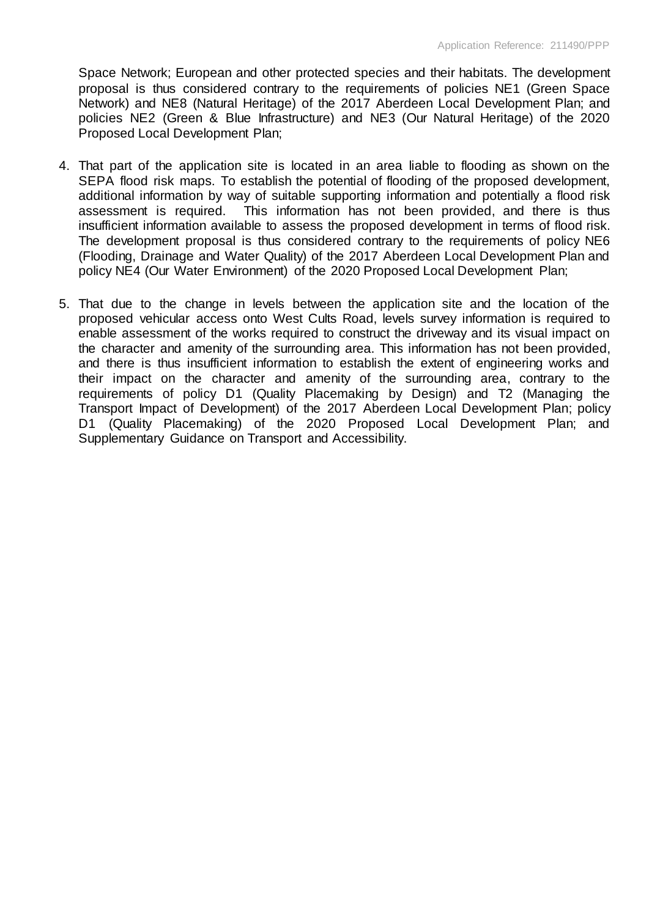Space Network; European and other protected species and their habitats. The development proposal is thus considered contrary to the requirements of policies NE1 (Green Space Network) and NE8 (Natural Heritage) of the 2017 Aberdeen Local Development Plan; and policies NE2 (Green & Blue Infrastructure) and NE3 (Our Natural Heritage) of the 2020 Proposed Local Development Plan;

4. That part of the application site is located in an area liable to flooding as shown on the SEPA flood risk maps. To establish the potential of flooding of the proposed development, additional information by way of suitable supporting information and potentially a flood risk assessment is required. This information has not been provided, and there is thus insufficient information available to assess the proposed development in terms of flood risk. The development proposal is thus considered contrary to the requirements of policy NE6 (Flooding, Drainage and Water Quality) of the 2017 Aberdeen Local Development Plan and policy NE4 (Our Water Environment) of the 2020 Proposed Local Development Plan;

5. That due to the change in levels between the application site and the location of the proposed vehicular access onto West Cults Road, levels survey information is required to enable assessment of the works required to construct the driveway and its visual impact on the character and amenity of the surrounding area. This information has not been provided, and there is thus insufficient information to establish the extent of engineering works and their impact on the character and amenity of the surrounding area, contrary to the requirements of policy D1 (Quality Placemaking by Design) and T2 (Managing the Transport Impact of Development) of the 2017 Aberdeen Local Development Plan; policy D1 (Quality Placemaking) of the 2020 Proposed Local Development Plan; and Supplementary Guidance on Transport and Accessibility.